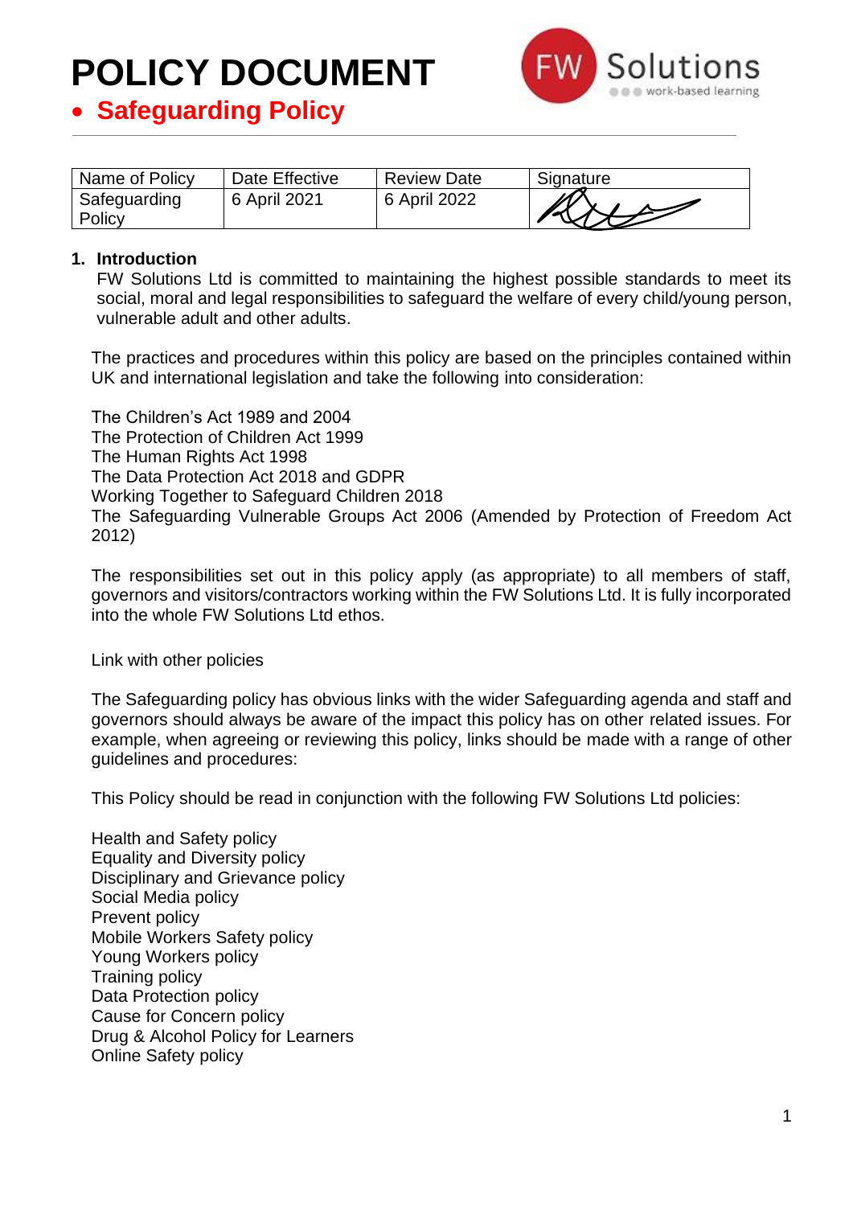# POLICY DOCUMENT

- **Safeguarding Policy**

| Name of Policy | Date Effective | Review Date | Signature |
|---|---|---|---|
| Safeguarding Policy | 6 April 2021 | 6 April 2022 | |

**1. Introduction**

FW Solutions Ltd is committed to maintaining the highest possible standards to meet its social, moral and legal responsibilities to safeguard the welfare of every child/young person, vulnerable adult and other adults.

The practices and procedures within this policy are based on the principles contained within UK and international legislation and take the following into consideration:

The Children's Act 1989 and 2004
The Protection of Children Act 1999
The Human Rights Act 1998
The Data Protection Act 2018 and GDPR
Working Together to Safeguard Children 2018
The Safeguarding Vulnerable Groups Act 2006 (Amended by Protection of Freedom Act 2012)

The responsibilities set out in this policy apply (as appropriate) to all members of staff, governors and visitors/contractors working within the FW Solutions Ltd. It is fully incorporated into the whole FW Solutions Ltd ethos.

Link with other policies

The Safeguarding policy has obvious links with the wider Safeguarding agenda and staff and governors should always be aware of the impact this policy has on other related issues. For example, when agreeing or reviewing this policy, links should be made with a range of other guidelines and procedures:

This Policy should be read in conjunction with the following FW Solutions Ltd policies:

Health and Safety policy
Equality and Diversity policy
Disciplinary and Grievance policy
Social Media policy
Prevent policy
Mobile Workers Safety policy
Young Workers policy
Training policy
Data Protection policy
Cause for Concern policy
Drug & Alcohol Policy for Learners
Online Safety policy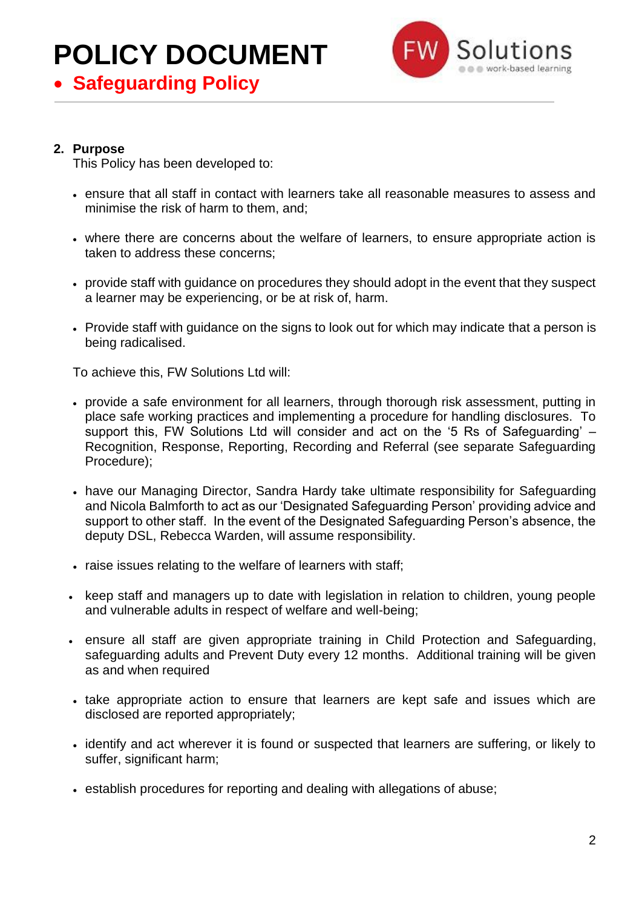## 2. Purpose

This Policy has been developed to:

- ensure that all staff in contact with learners take all reasonable measures to assess and minimise the risk of harm to them, and;
- where there are concerns about the welfare of learners, to ensure appropriate action is taken to address these concerns;
- provide staff with guidance on procedures they should adopt in the event that they suspect a learner may be experiencing, or be at risk of, harm.
- Provide staff with guidance on the signs to look out for which may indicate that a person is being radicalised.

To achieve this, FW Solutions Ltd will:

- provide a safe environment for all learners, through thorough risk assessment, putting in place safe working practices and implementing a procedure for handling disclosures. To support this, FW Solutions Ltd will consider and act on the '5 Rs of Safeguarding' – Recognition, Response, Reporting, Recording and Referral (see separate Safeguarding Procedure);
- have our Managing Director, Sandra Hardy take ultimate responsibility for Safeguarding and Nicola Balmforth to act as our 'Designated Safeguarding Person' providing advice and support to other staff. In the event of the Designated Safeguarding Person's absence, the deputy DSL, Rebecca Warden, will assume responsibility.
- raise issues relating to the welfare of learners with staff;
- keep staff and managers up to date with legislation in relation to children, young people and vulnerable adults in respect of welfare and well-being;
- ensure all staff are given appropriate training in Child Protection and Safeguarding, safeguarding adults and Prevent Duty every 12 months. Additional training will be given as and when required
- take appropriate action to ensure that learners are kept safe and issues which are disclosed are reported appropriately;
- identify and act wherever it is found or suspected that learners are suffering, or likely to suffer, significant harm;
- establish procedures for reporting and dealing with allegations of abuse;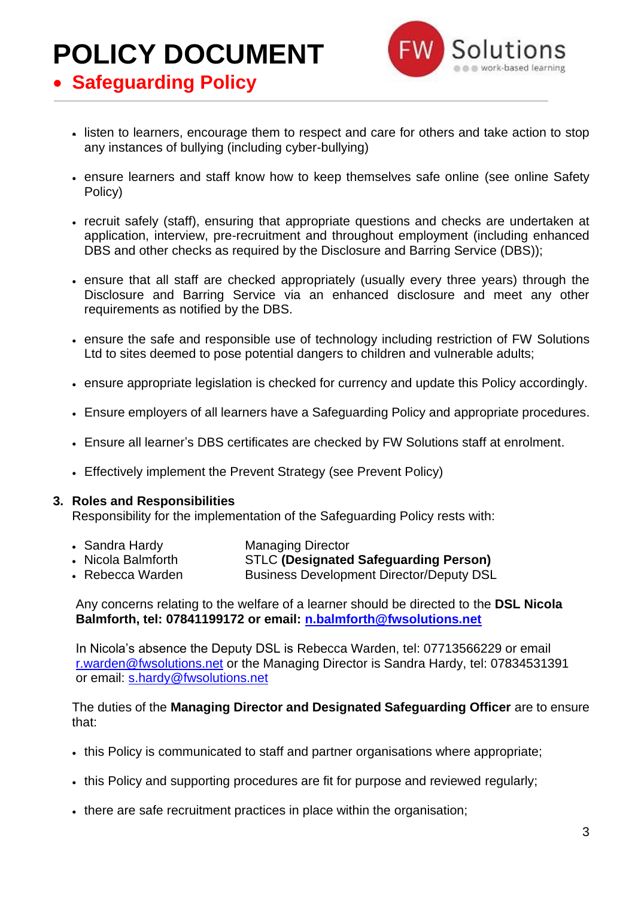- listen to learners, encourage them to respect and care for others and take action to stop any instances of bullying (including cyber-bullying)

- ensure learners and staff know how to keep themselves safe online (see online Safety Policy)

- recruit safely (staff), ensuring that appropriate questions and checks are undertaken at application, interview, pre-recruitment and throughout employment (including enhanced DBS and other checks as required by the Disclosure and Barring Service (DBS));

- ensure that all staff are checked appropriately (usually every three years) through the Disclosure and Barring Service via an enhanced disclosure and meet any other requirements as notified by the DBS.

- ensure the safe and responsible use of technology including restriction of FW Solutions Ltd to sites deemed to pose potential dangers to children and vulnerable adults;

- ensure appropriate legislation is checked for currency and update this Policy accordingly.

- Ensure employers of all learners have a Safeguarding Policy and appropriate procedures.

- Ensure all learner's DBS certificates are checked by FW Solutions staff at enrolment.

- Effectively implement the Prevent Strategy (see Prevent Policy)

## 3. Roles and Responsibilities

Responsibility for the implementation of the Safeguarding Policy rests with:

- Sandra Hardy — Managing Director
- Nicola Balmforth — STLC **(Designated Safeguarding Person)**
- Rebecca Warden — Business Development Director/Deputy DSL

Any concerns relating to the welfare of a learner should be directed to the **DSL Nicola Balmforth, tel: 07841199172 or email: n.balmforth@fwsolutions.net**

In Nicola's absence the Deputy DSL is Rebecca Warden, tel: 07713566229 or email r.warden@fwsolutions.net or the Managing Director is Sandra Hardy, tel: 07834531391 or email: s.hardy@fwsolutions.net

The duties of the **Managing Director and Designated Safeguarding Officer** are to ensure that:

- this Policy is communicated to staff and partner organisations where appropriate;

- this Policy and supporting procedures are fit for purpose and reviewed regularly;

- there are safe recruitment practices in place within the organisation;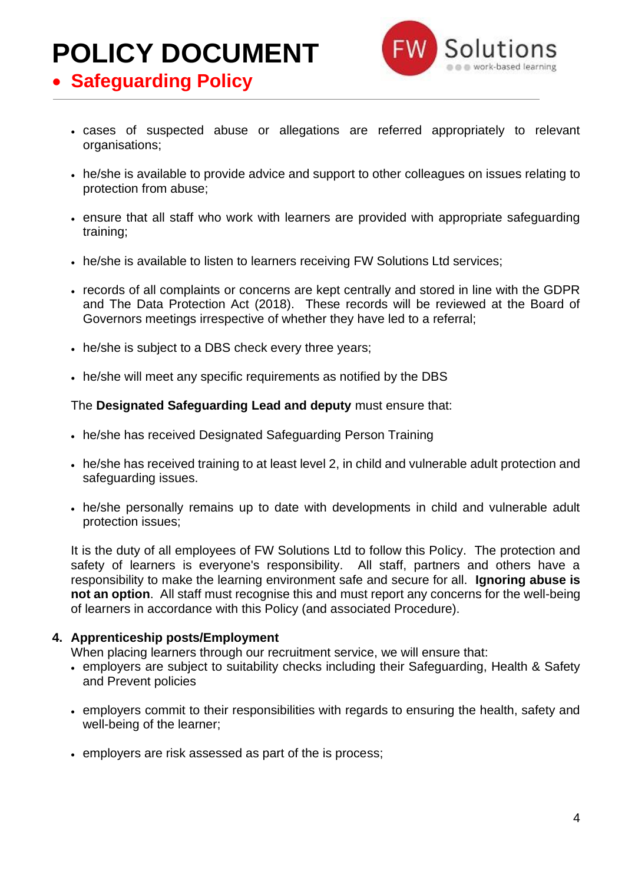- cases of suspected abuse or allegations are referred appropriately to relevant organisations;

- he/she is available to provide advice and support to other colleagues on issues relating to protection from abuse;

- ensure that all staff who work with learners are provided with appropriate safeguarding training;

- he/she is available to listen to learners receiving FW Solutions Ltd services;

- records of all complaints or concerns are kept centrally and stored in line with the GDPR and The Data Protection Act (2018). These records will be reviewed at the Board of Governors meetings irrespective of whether they have led to a referral;

- he/she is subject to a DBS check every three years;

- he/she will meet any specific requirements as notified by the DBS

The **Designated Safeguarding Lead and deputy** must ensure that:

- he/she has received Designated Safeguarding Person Training

- he/she has received training to at least level 2, in child and vulnerable adult protection and safeguarding issues.

- he/she personally remains up to date with developments in child and vulnerable adult protection issues;

It is the duty of all employees of FW Solutions Ltd to follow this Policy. The protection and safety of learners is everyone's responsibility. All staff, partners and others have a responsibility to make the learning environment safe and secure for all. **Ignoring abuse is not an option**. All staff must recognise this and must report any concerns for the well-being of learners in accordance with this Policy (and associated Procedure).

## 4. Apprenticeship posts/Employment

When placing learners through our recruitment service, we will ensure that:

- employers are subject to suitability checks including their Safeguarding, Health & Safety and Prevent policies

- employers commit to their responsibilities with regards to ensuring the health, safety and well-being of the learner;

- employers are risk assessed as part of the is process;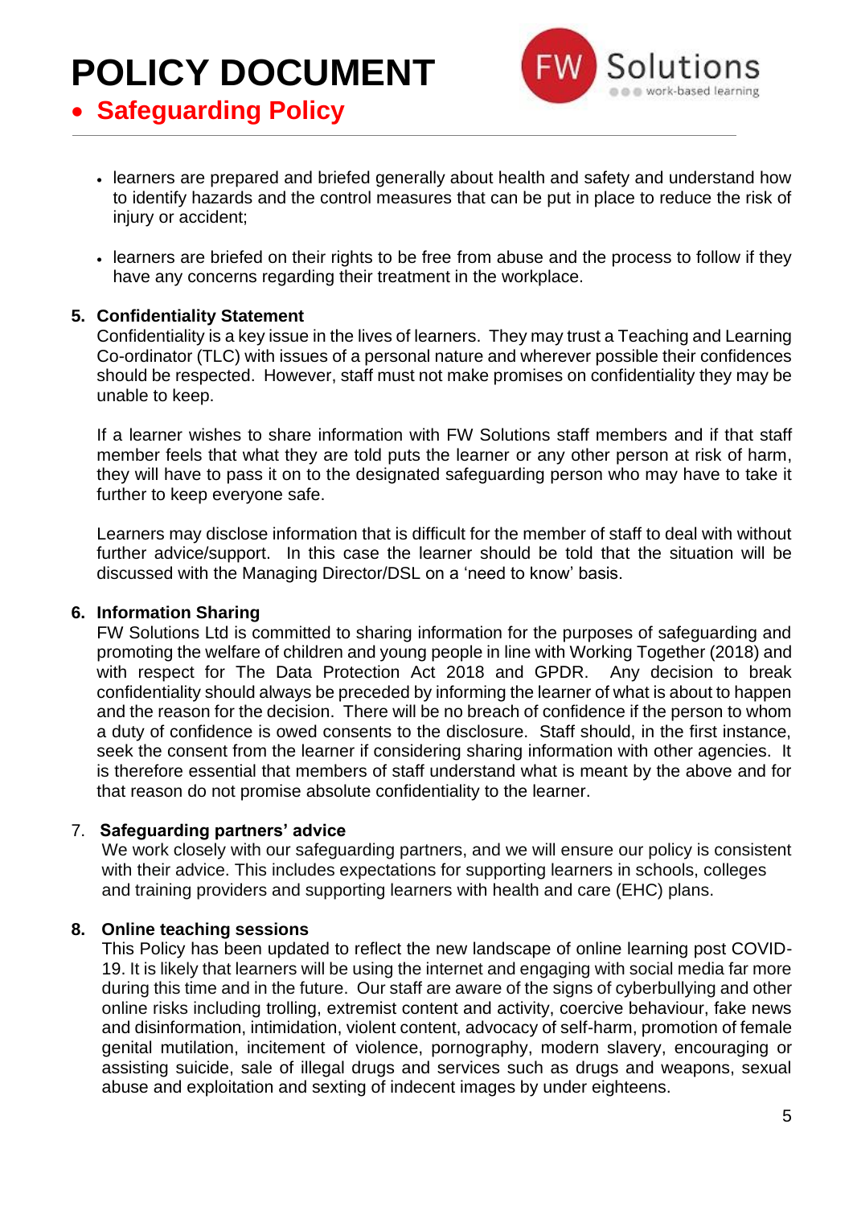- learners are prepared and briefed generally about health and safety and understand how to identify hazards and the control measures that can be put in place to reduce the risk of injury or accident;

- learners are briefed on their rights to be free from abuse and the process to follow if they have any concerns regarding their treatment in the workplace.

## 5. Confidentiality Statement

Confidentiality is a key issue in the lives of learners. They may trust a Teaching and Learning Co-ordinator (TLC) with issues of a personal nature and wherever possible their confidences should be respected. However, staff must not make promises on confidentiality they may be unable to keep.

If a learner wishes to share information with FW Solutions staff members and if that staff member feels that what they are told puts the learner or any other person at risk of harm, they will have to pass it on to the designated safeguarding person who may have to take it further to keep everyone safe.

Learners may disclose information that is difficult for the member of staff to deal with without further advice/support. In this case the learner should be told that the situation will be discussed with the Managing Director/DSL on a 'need to know' basis.

## 6. Information Sharing

FW Solutions Ltd is committed to sharing information for the purposes of safeguarding and promoting the welfare of children and young people in line with Working Together (2018) and with respect for The Data Protection Act 2018 and GPDR. Any decision to break confidentiality should always be preceded by informing the learner of what is about to happen and the reason for the decision. There will be no breach of confidence if the person to whom a duty of confidence is owed consents to the disclosure. Staff should, in the first instance, seek the consent from the learner if considering sharing information with other agencies. It is therefore essential that members of staff understand what is meant by the above and for that reason do not promise absolute confidentiality to the learner.

## 7. Safeguarding partners' advice

We work closely with our safeguarding partners, and we will ensure our policy is consistent with their advice. This includes expectations for supporting learners in schools, colleges and training providers and supporting learners with health and care (EHC) plans.

## 8. Online teaching sessions

This Policy has been updated to reflect the new landscape of online learning post COVID-19. It is likely that learners will be using the internet and engaging with social media far more during this time and in the future. Our staff are aware of the signs of cyberbullying and other online risks including trolling, extremist content and activity, coercive behaviour, fake news and disinformation, intimidation, violent content, advocacy of self-harm, promotion of female genital mutilation, incitement of violence, pornography, modern slavery, encouraging or assisting suicide, sale of illegal drugs and services such as drugs and weapons, sexual abuse and exploitation and sexting of indecent images by under eighteens.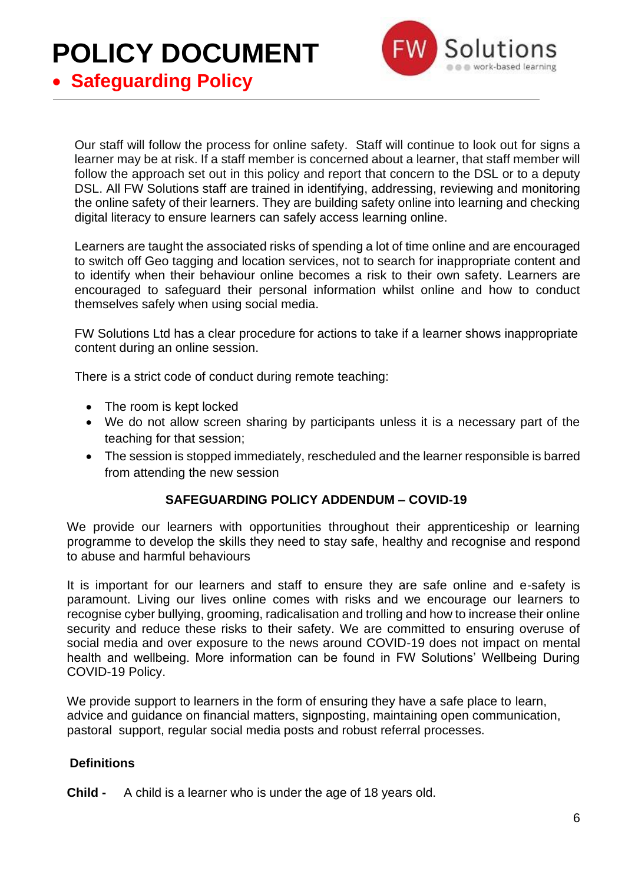Our staff will follow the process for online safety. Staff will continue to look out for signs a learner may be at risk. If a staff member is concerned about a learner, that staff member will follow the approach set out in this policy and report that concern to the DSL or to a deputy DSL. All FW Solutions staff are trained in identifying, addressing, reviewing and monitoring the online safety of their learners. They are building safety online into learning and checking digital literacy to ensure learners can safely access learning online.

Learners are taught the associated risks of spending a lot of time online and are encouraged to switch off Geo tagging and location services, not to search for inappropriate content and to identify when their behaviour online becomes a risk to their own safety. Learners are encouraged to safeguard their personal information whilst online and how to conduct themselves safely when using social media.

FW Solutions Ltd has a clear procedure for actions to take if a learner shows inappropriate content during an online session.

There is a strict code of conduct during remote teaching:

- The room is kept locked
- We do not allow screen sharing by participants unless it is a necessary part of the teaching for that session;
- The session is stopped immediately, rescheduled and the learner responsible is barred from attending the new session

## SAFEGUARDING POLICY ADDENDUM – COVID-19

We provide our learners with opportunities throughout their apprenticeship or learning programme to develop the skills they need to stay safe, healthy and recognise and respond to abuse and harmful behaviours

It is important for our learners and staff to ensure they are safe online and e-safety is paramount. Living our lives online comes with risks and we encourage our learners to recognise cyber bullying, grooming, radicalisation and trolling and how to increase their online security and reduce these risks to their safety. We are committed to ensuring overuse of social media and over exposure to the news around COVID-19 does not impact on mental health and wellbeing. More information can be found in FW Solutions' Wellbeing During COVID-19 Policy.

We provide support to learners in the form of ensuring they have a safe place to learn, advice and guidance on financial matters, signposting, maintaining open communication, pastoral support, regular social media posts and robust referral processes.

### Definitions

**Child -** A child is a learner who is under the age of 18 years old.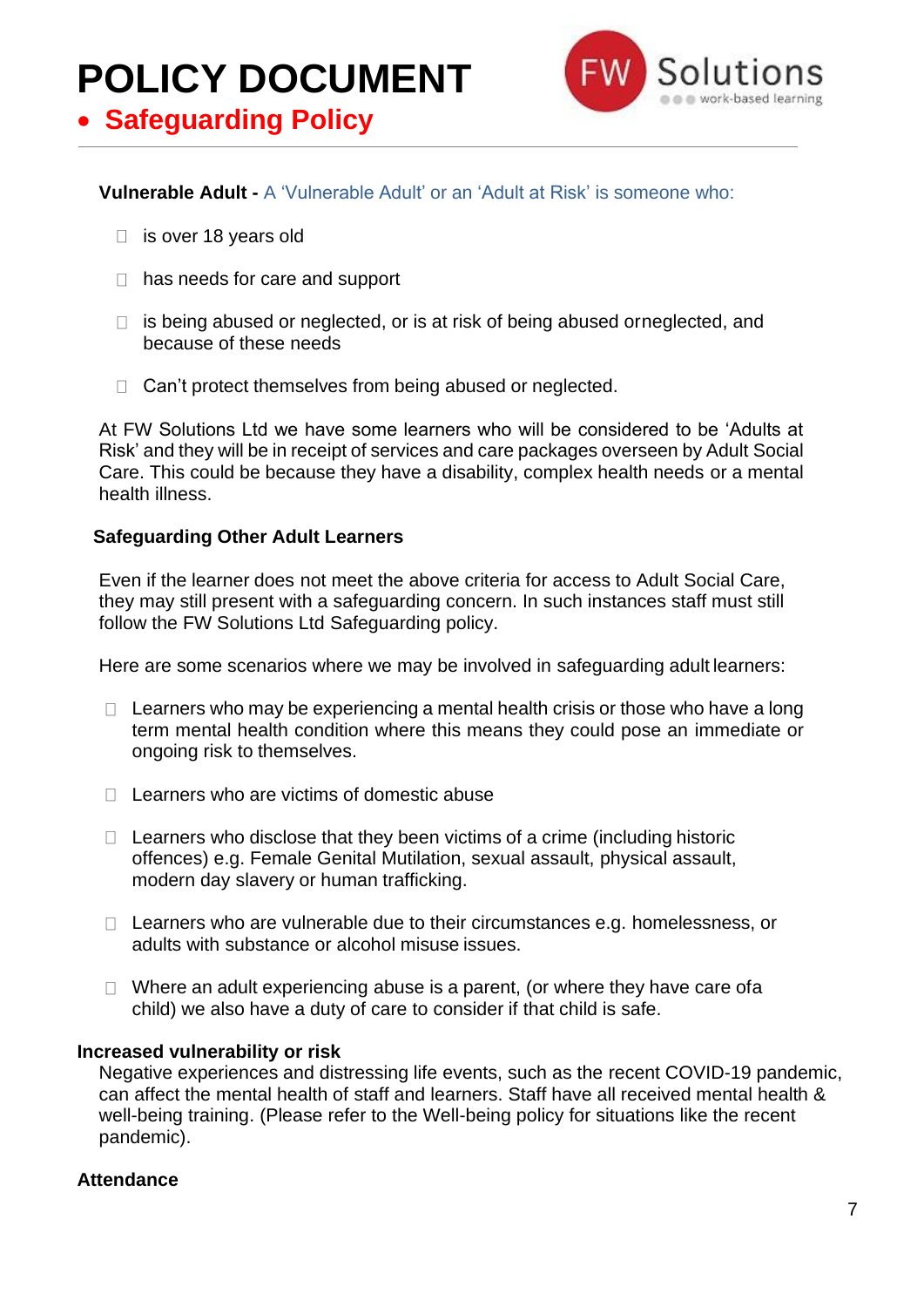**Vulnerable Adult -** A 'Vulnerable Adult' or an 'Adult at Risk' is someone who:

- is over 18 years old
- has needs for care and support
- is being abused or neglected, or is at risk of being abused orneglected, and because of these needs
- Can't protect themselves from being abused or neglected.

At FW Solutions Ltd we have some learners who will be considered to be 'Adults at Risk' and they will be in receipt of services and care packages overseen by Adult Social Care. This could be because they have a disability, complex health needs or a mental health illness.

**Safeguarding Other Adult Learners**

Even if the learner does not meet the above criteria for access to Adult Social Care, they may still present with a safeguarding concern. In such instances staff must still follow the FW Solutions Ltd Safeguarding policy.

Here are some scenarios where we may be involved in safeguarding adult learners:

- Learners who may be experiencing a mental health crisis or those who have a long term mental health condition where this means they could pose an immediate or ongoing risk to themselves.
- Learners who are victims of domestic abuse
- Learners who disclose that they been victims of a crime (including historic offences) e.g. Female Genital Mutilation, sexual assault, physical assault, modern day slavery or human trafficking.
- Learners who are vulnerable due to their circumstances e.g. homelessness, or adults with substance or alcohol misuse issues.
- Where an adult experiencing abuse is a parent, (or where they have care ofa child) we also have a duty of care to consider if that child is safe.

**Increased vulnerability or risk**

Negative experiences and distressing life events, such as the recent COVID-19 pandemic, can affect the mental health of staff and learners. Staff have all received mental health & well-being training. (Please refer to the Well-being policy for situations like the recent pandemic).

**Attendance**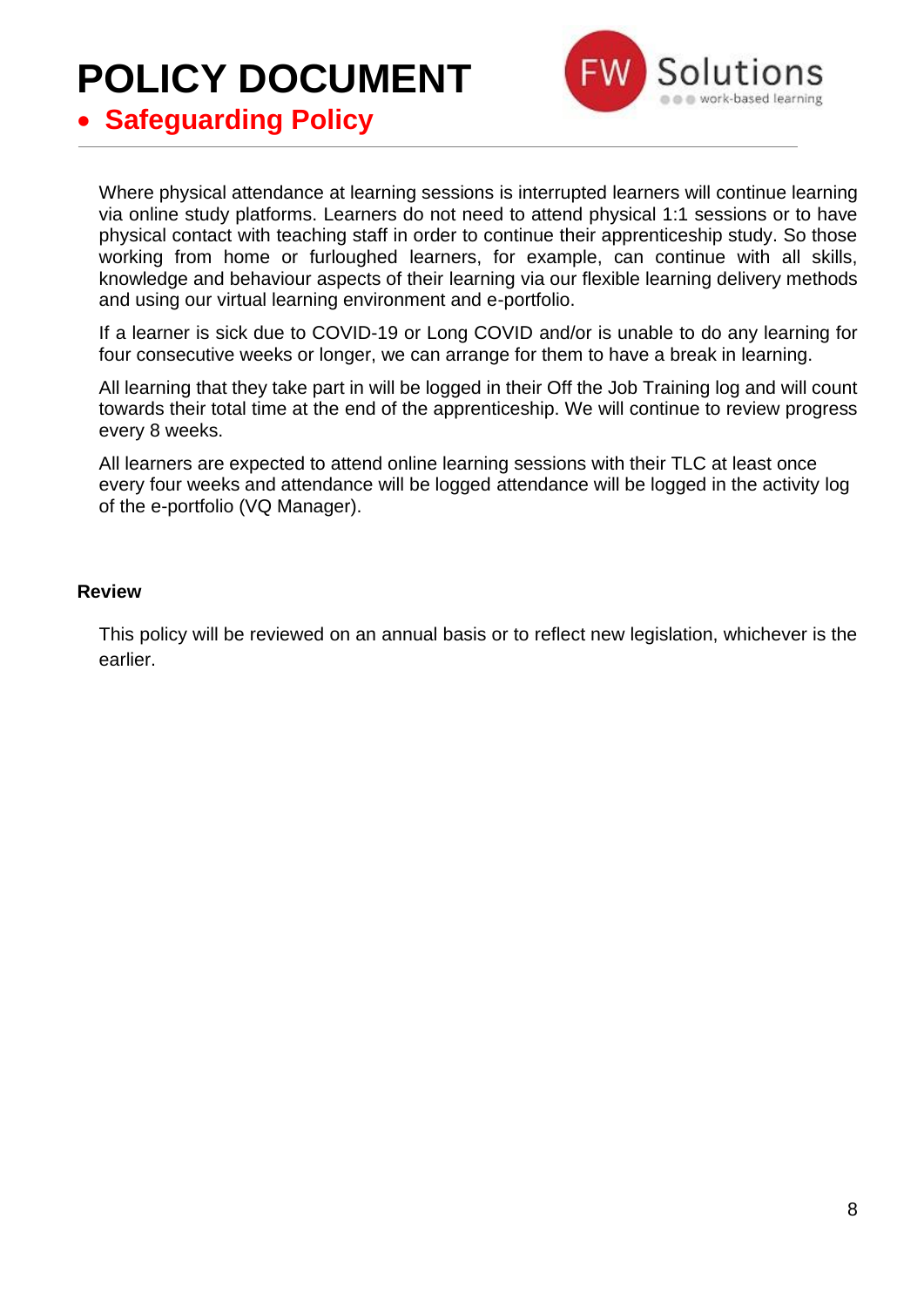Where physical attendance at learning sessions is interrupted learners will continue learning via online study platforms. Learners do not need to attend physical 1:1 sessions or to have physical contact with teaching staff in order to continue their apprenticeship study. So those working from home or furloughed learners, for example, can continue with all skills, knowledge and behaviour aspects of their learning via our flexible learning delivery methods and using our virtual learning environment and e-portfolio.

If a learner is sick due to COVID-19 or Long COVID and/or is unable to do any learning for four consecutive weeks or longer, we can arrange for them to have a break in learning.

All learning that they take part in will be logged in their Off the Job Training log and will count towards their total time at the end of the apprenticeship. We will continue to review progress every 8 weeks.

All learners are expected to attend online learning sessions with their TLC at least once every four weeks and attendance will be logged attendance will be logged in the activity log of the e-portfolio (VQ Manager).

**Review**

This policy will be reviewed on an annual basis or to reflect new legislation, whichever is the earlier.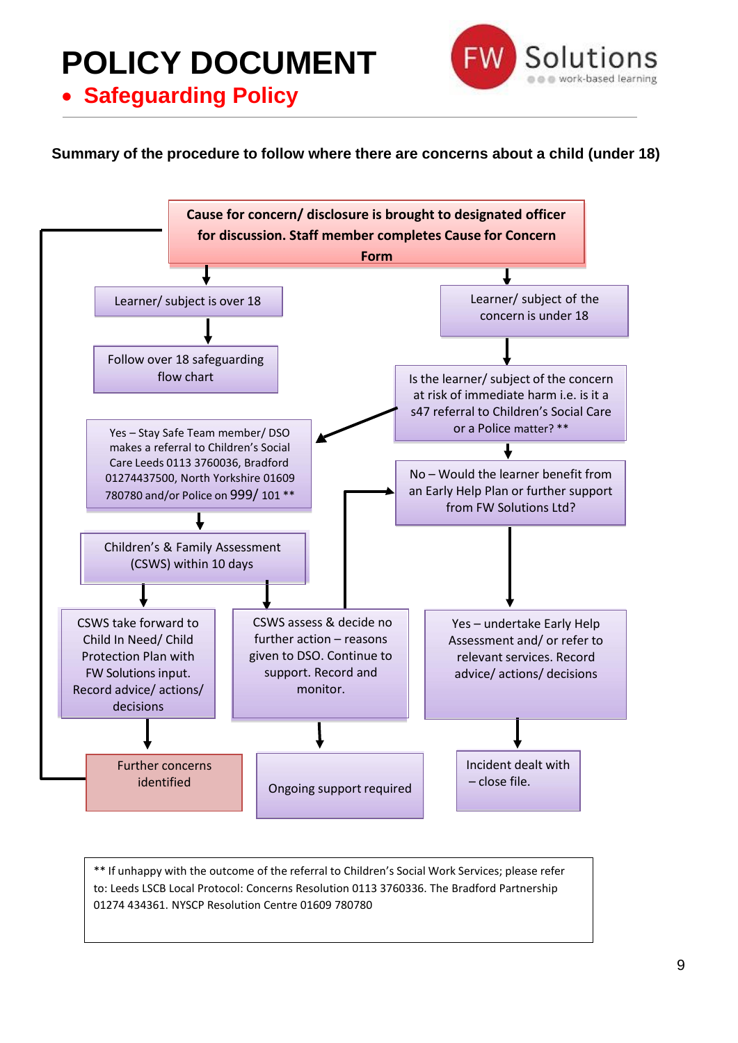# POLICY DOCUMENT

- **Safeguarding Policy**

**Summary of the procedure to follow where there are concerns about a child (under 18)**

**Cause for concern/ disclosure is brought to designated officer for discussion. Staff member completes Cause for Concern Form**

Learner/ subject is over 18

Follow over 18 safeguarding flow chart

Learner/ subject of the concern is under 18

Is the learner/ subject of the concern at risk of immediate harm i.e. is it a s47 referral to Children's Social Care or a Police matter? **

Yes – Stay Safe Team member/ DSO makes a referral to Children's Social Care Leeds 0113 3760036, Bradford 01274437500, North Yorkshire 01609 780780 and/or Police on 999/ 101 **

No – Would the learner benefit from an Early Help Plan or further support from FW Solutions Ltd?

Children's & Family Assessment (CSWS) within 10 days

CSWS take forward to Child In Need/ Child Protection Plan with FW Solutions input. Record advice/ actions/ decisions

CSWS assess & decide no further action – reasons given to DSO. Continue to support. Record and monitor.

Yes – undertake Early Help Assessment and/ or refer to relevant services. Record advice/ actions/ decisions

Further concerns identified

Ongoing support required

Incident dealt with – close file.

** If unhappy with the outcome of the referral to Children's Social Work Services; please refer to: Leeds LSCB Local Protocol: Concerns Resolution 0113 3760336. The Bradford Partnership 01274 434361. NYSCP Resolution Centre 01609 780780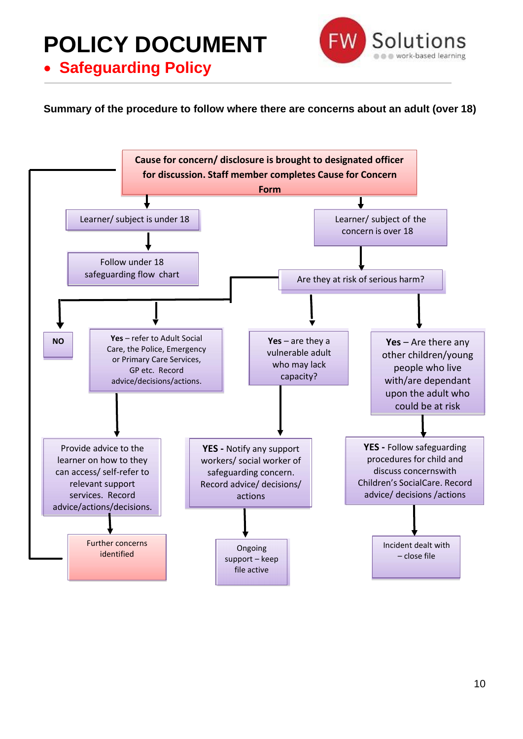# POLICY DOCUMENT

- **Safeguarding Policy**

**Summary of the procedure to follow where there are concerns about an adult (over 18)**

**Cause for concern/ disclosure is brought to designated officer for discussion. Staff member completes Cause for Concern Form**

- Learner/ subject is under 18
  - Follow under 18 safeguarding flow chart
- Learner/ subject of the concern is over 18
  - Are they at risk of serious harm?
    - **NO**
      - Provide advice to the learner on how to they can access/ self-refer to relevant support services. Record advice/actions/decisions.
        - Further concerns identified (return to Cause for concern)
    - **Yes** – refer to Adult Social Care, the Police, Emergency or Primary Care Services, GP etc. Record advice/decisions/actions.
      - Provide advice to the learner on how to they can access/ self-refer to relevant support services. Record advice/actions/decisions.
        - Further concerns identified (return to Cause for concern)
    - **Yes** – are they a vulnerable adult who may lack capacity?
      - **YES -** Notify any support workers/ social worker of safeguarding concern. Record advice/ decisions/ actions
        - Ongoing support – keep file active
    - **Yes** – Are there any other children/young people who live with/are dependant upon the adult who could be at risk
      - **YES -** Follow safeguarding procedures for child and discuss concernswith Children's SocialCare. Record advice/ decisions /actions
        - Incident dealt with – close file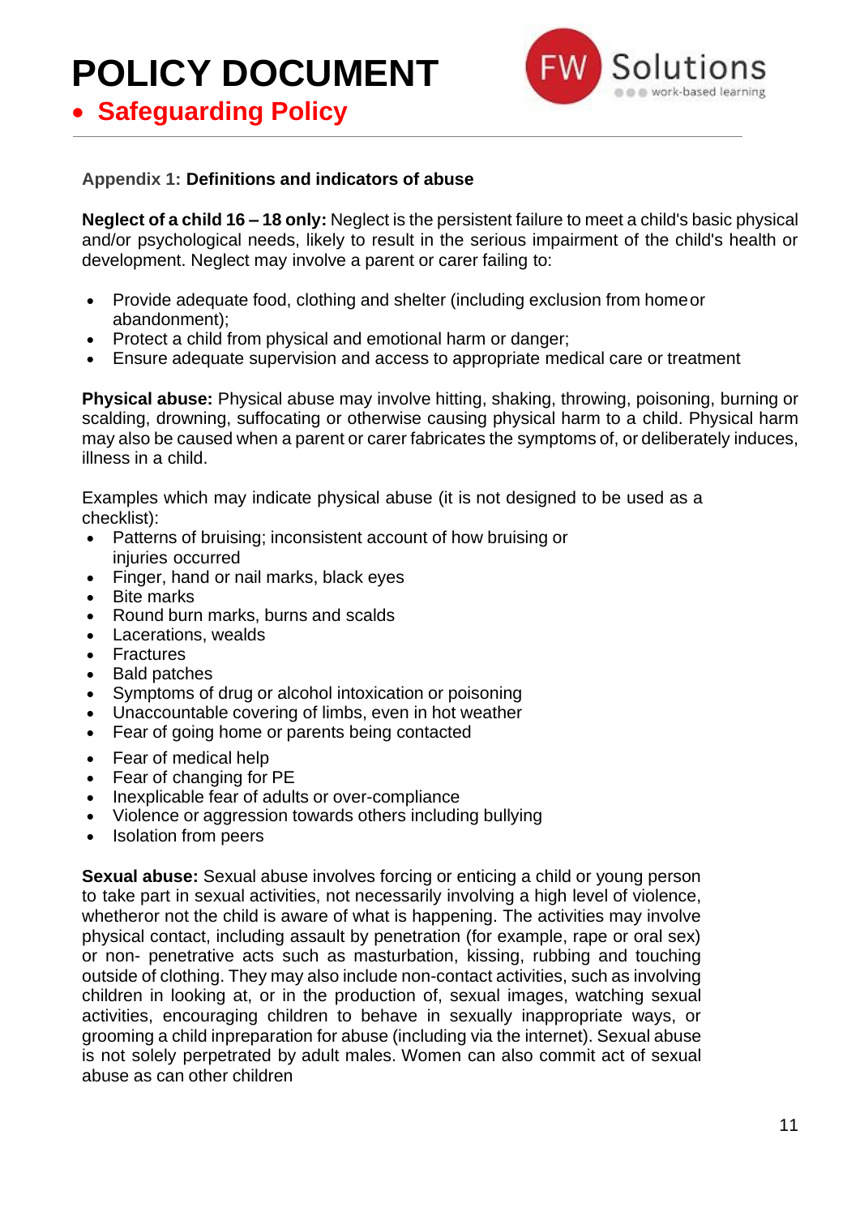# POLICY DOCUMENT

- **Safeguarding Policy**

**Appendix 1: Definitions and indicators of abuse**

**Neglect of a child 16 – 18 only:** Neglect is the persistent failure to meet a child's basic physical and/or psychological needs, likely to result in the serious impairment of the child's health or development. Neglect may involve a parent or carer failing to:

- Provide adequate food, clothing and shelter (including exclusion from home or abandonment);
- Protect a child from physical and emotional harm or danger;
- Ensure adequate supervision and access to appropriate medical care or treatment

**Physical abuse:** Physical abuse may involve hitting, shaking, throwing, poisoning, burning or scalding, drowning, suffocating or otherwise causing physical harm to a child. Physical harm may also be caused when a parent or carer fabricates the symptoms of, or deliberately induces, illness in a child.

Examples which may indicate physical abuse (it is not designed to be used as a checklist):

- Patterns of bruising; inconsistent account of how bruising or injuries occurred
- Finger, hand or nail marks, black eyes
- Bite marks
- Round burn marks, burns and scalds
- Lacerations, wealds
- Fractures
- Bald patches
- Symptoms of drug or alcohol intoxication or poisoning
- Unaccountable covering of limbs, even in hot weather
- Fear of going home or parents being contacted
- Fear of medical help
- Fear of changing for PE
- Inexplicable fear of adults or over-compliance
- Violence or aggression towards others including bullying
- Isolation from peers

**Sexual abuse:** Sexual abuse involves forcing or enticing a child or young person to take part in sexual activities, not necessarily involving a high level of violence, whetheror not the child is aware of what is happening. The activities may involve physical contact, including assault by penetration (for example, rape or oral sex) or non- penetrative acts such as masturbation, kissing, rubbing and touching outside of clothing. They may also include non-contact activities, such as involving children in looking at, or in the production of, sexual images, watching sexual activities, encouraging children to behave in sexually inappropriate ways, or grooming a child inpreparation for abuse (including via the internet). Sexual abuse is not solely perpetrated by adult males. Women can also commit act of sexual abuse as can other children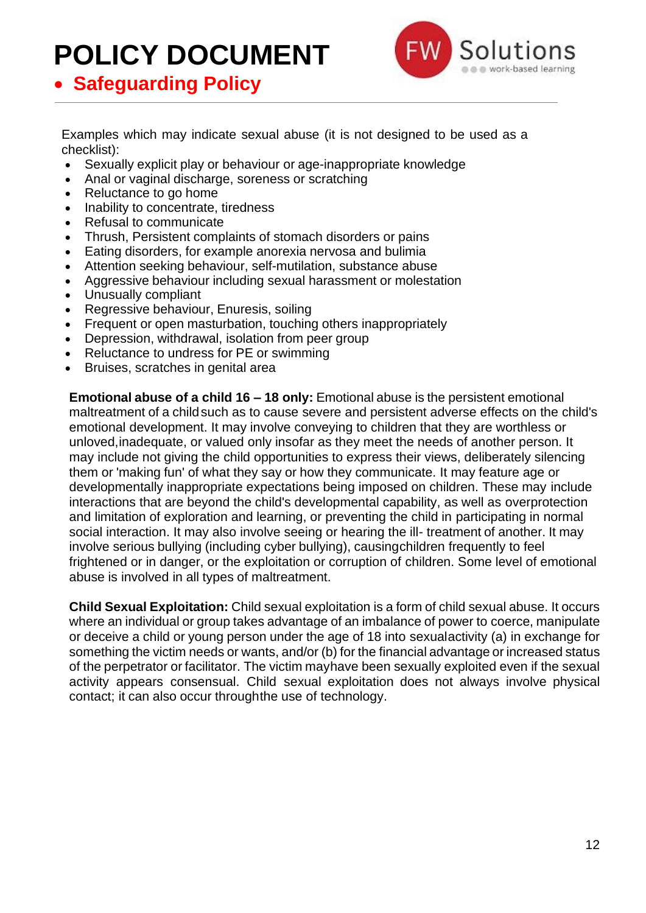Examples which may indicate sexual abuse (it is not designed to be used as a checklist):

- Sexually explicit play or behaviour or age-inappropriate knowledge
- Anal or vaginal discharge, soreness or scratching
- Reluctance to go home
- Inability to concentrate, tiredness
- Refusal to communicate
- Thrush, Persistent complaints of stomach disorders or pains
- Eating disorders, for example anorexia nervosa and bulimia
- Attention seeking behaviour, self-mutilation, substance abuse
- Aggressive behaviour including sexual harassment or molestation
- Unusually compliant
- Regressive behaviour, Enuresis, soiling
- Frequent or open masturbation, touching others inappropriately
- Depression, withdrawal, isolation from peer group
- Reluctance to undress for PE or swimming
- Bruises, scratches in genital area

**Emotional abuse of a child 16 – 18 only:** Emotional abuse is the persistent emotional maltreatment of a child such as to cause severe and persistent adverse effects on the child's emotional development. It may involve conveying to children that they are worthless or unloved, inadequate, or valued only insofar as they meet the needs of another person. It may include not giving the child opportunities to express their views, deliberately silencing them or 'making fun' of what they say or how they communicate. It may feature age or developmentally inappropriate expectations being imposed on children. These may include interactions that are beyond the child's developmental capability, as well as overprotection and limitation of exploration and learning, or preventing the child in participating in normal social interaction. It may also involve seeing or hearing the ill- treatment of another. It may involve serious bullying (including cyber bullying), causing children frequently to feel frightened or in danger, or the exploitation or corruption of children. Some level of emotional abuse is involved in all types of maltreatment.

**Child Sexual Exploitation:** Child sexual exploitation is a form of child sexual abuse. It occurs where an individual or group takes advantage of an imbalance of power to coerce, manipulate or deceive a child or young person under the age of 18 into sexual activity (a) in exchange for something the victim needs or wants, and/or (b) for the financial advantage or increased status of the perpetrator or facilitator. The victim may have been sexually exploited even if the sexual activity appears consensual. Child sexual exploitation does not always involve physical contact; it can also occur through the use of technology.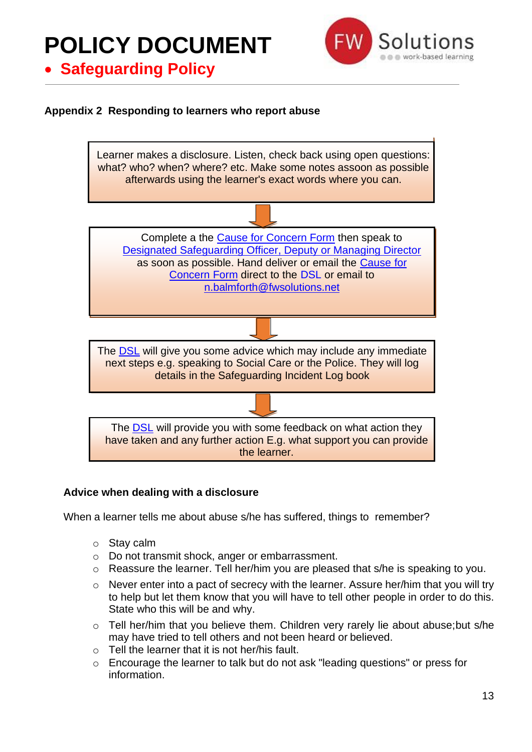# POLICY DOCUMENT

- **Safeguarding Policy**

**Appendix 2  Responding to learners who report abuse**

Learner makes a disclosure. Listen, check back using open questions: what? who? when? where? etc. Make some notes assoon as possible afterwards using the learner's exact words where you can.

↓

Complete a the Cause for Concern Form then speak to Designated Safeguarding Officer, Deputy or Managing Director as soon as possible. Hand deliver or email the Cause for Concern Form direct to the DSL or email to n.balmforth@fwsolutions.net

↓

The DSL will give you some advice which may include any immediate next steps e.g. speaking to Social Care or the Police. They will log details in the Safeguarding Incident Log book

↓

The DSL will provide you with some feedback on what action they have taken and any further action E.g. what support you can provide the learner.

**Advice when dealing with a disclosure**

When a learner tells me about abuse s/he has suffered, things to  remember?

- Stay calm
- Do not transmit shock, anger or embarrassment.
- Reassure the learner. Tell her/him you are pleased that s/he is speaking to you.
- Never enter into a pact of secrecy with the learner. Assure her/him that you will try to help but let them know that you will have to tell other people in order to do this. State who this will be and why.
- Tell her/him that you believe them. Children very rarely lie about abuse;but s/he may have tried to tell others and not been heard or believed.
- Tell the learner that it is not her/his fault.
- Encourage the learner to talk but do not ask "leading questions" or press for information.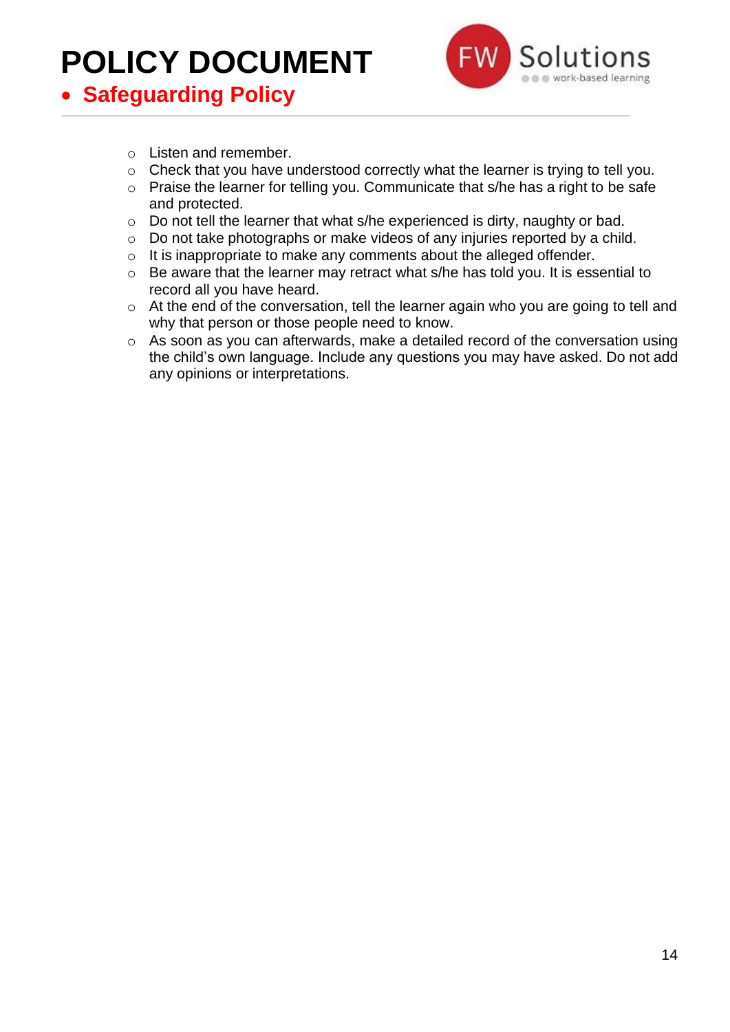- Listen and remember.
- Check that you have understood correctly what the learner is trying to tell you.
- Praise the learner for telling you. Communicate that s/he has a right to be safe and protected.
- Do not tell the learner that what s/he experienced is dirty, naughty or bad.
- Do not take photographs or make videos of any injuries reported by a child.
- It is inappropriate to make any comments about the alleged offender.
- Be aware that the learner may retract what s/he has told you. It is essential to record all you have heard.
- At the end of the conversation, tell the learner again who you are going to tell and why that person or those people need to know.
- As soon as you can afterwards, make a detailed record of the conversation using the child's own language. Include any questions you may have asked. Do not add any opinions or interpretations.